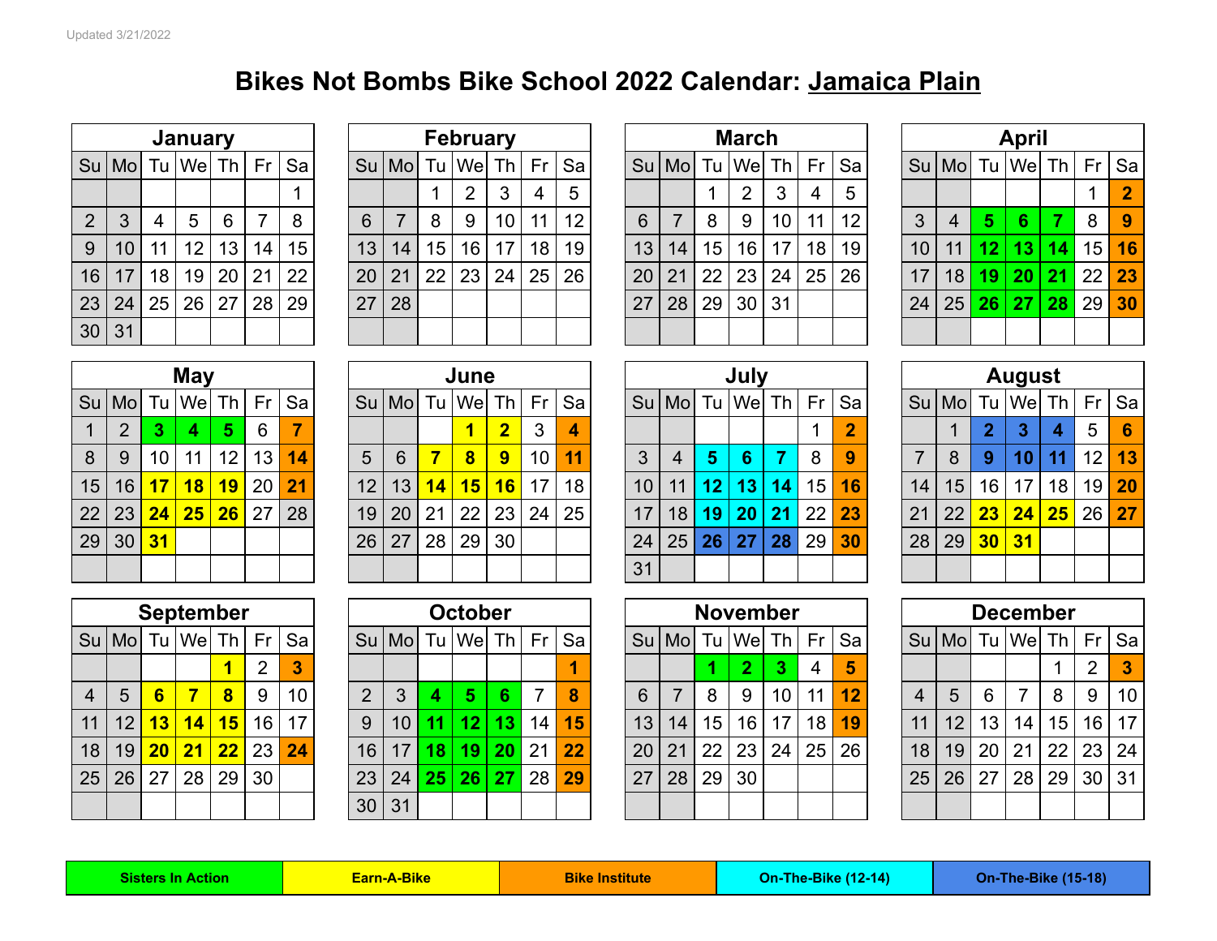Updated 3/21/2022

# Bikes Not Bombs Bike School 2022 Calendar: Jamaica Plain

## January

| Su | Mo | Tu | We | Th | Fr | Sa |
|---|---|---|---|---|---|---|
| | | | | | | 1 |
| 2 | 3 | 4 | 5 | 6 | 7 | 8 |
| 9 | 10 | 11 | 12 | 13 | 14 | 15 |
| 16 | 17 | 18 | 19 | 20 | 21 | 22 |
| 23 | 24 | 25 | 26 | 27 | 28 | 29 |
| 30 | 31 | | | | | |

## February

| Su | Mo | Tu | We | Th | Fr | Sa |
|---|---|---|---|---|---|---|
| | | 1 | 2 | 3 | 4 | 5 |
| 6 | 7 | 8 | 9 | 10 | 11 | 12 |
| 13 | 14 | 15 | 16 | 17 | 18 | 19 |
| 20 | 21 | 22 | 23 | 24 | 25 | 26 |
| 27 | 28 | | | | | |

## March

| Su | Mo | Tu | We | Th | Fr | Sa |
|---|---|---|---|---|---|---|
| | | 1 | 2 | 3 | 4 | 5 |
| 6 | 7 | 8 | 9 | 10 | 11 | 12 |
| 13 | 14 | 15 | 16 | 17 | 18 | 19 |
| 20 | 21 | 22 | 23 | 24 | 25 | 26 |
| 27 | 28 | 29 | 30 | 31 | | |

## April

| Su | Mo | Tu | We | Th | Fr | Sa |
|---|---|---|---|---|---|---|
| | | | | | 1 | **2** |
| 3 | 4 | **5** | **6** | **7** | 8 | **9** |
| 10 | 11 | **12** | **13** | **14** | 15 | **16** |
| 17 | 18 | **19** | **20** | **21** | 22 | **23** |
| 24 | 25 | **26** | **27** | **28** | 29 | **30** |

## May

| Su | Mo | Tu | We | Th | Fr | Sa |
|---|---|---|---|---|---|---|
| 1 | 2 | **3** | **4** | **5** | 6 | **7** |
| 8 | 9 | 10 | 11 | 12 | 13 | **14** |
| 15 | 16 | **17** | **18** | **19** | 20 | **21** |
| 22 | 23 | **24** | **25** | **26** | 27 | 28 |
| 29 | 30 | **31** | | | | |

## June

| Su | Mo | Tu | We | Th | Fr | Sa |
|---|---|---|---|---|---|---|
| | | | **1** | **2** | 3 | **4** |
| 5 | 6 | **7** | **8** | **9** | 10 | **11** |
| 12 | 13 | **14** | **15** | **16** | 17 | 18 |
| 19 | 20 | 21 | 22 | 23 | 24 | 25 |
| 26 | 27 | 28 | 29 | 30 | | |

## July

| Su | Mo | Tu | We | Th | Fr | Sa |
|---|---|---|---|---|---|---|
| | | | | | 1 | **2** |
| 3 | 4 | **5** | **6** | **7** | 8 | **9** |
| 10 | 11 | **12** | **13** | **14** | 15 | **16** |
| 17 | 18 | **19** | **20** | **21** | 22 | **23** |
| 24 | 25 | **26** | **27** | **28** | 29 | **30** |
| 31 | | | | | | |

## August

| Su | Mo | Tu | We | Th | Fr | Sa |
|---|---|---|---|---|---|---|
| | 1 | **2** | **3** | **4** | 5 | **6** |
| 7 | 8 | **9** | **10** | **11** | 12 | **13** |
| 14 | 15 | 16 | 17 | 18 | 19 | **20** |
| 21 | 22 | **23** | **24** | **25** | 26 | **27** |
| 28 | 29 | **30** | **31** | | | |

## September

| Su | Mo | Tu | We | Th | Fr | Sa |
|---|---|---|---|---|---|---|
| | | | | **1** | 2 | **3** |
| 4 | 5 | **6** | **7** | **8** | 9 | 10 |
| 11 | 12 | **13** | **14** | **15** | 16 | 17 |
| 18 | 19 | **20** | **21** | **22** | 23 | **24** |
| 25 | 26 | 27 | 28 | 29 | 30 | |

## October

| Su | Mo | Tu | We | Th | Fr | Sa |
|---|---|---|---|---|---|---|
| | | | | | | **1** |
| 2 | 3 | **4** | **5** | **6** | 7 | **8** |
| 9 | 10 | **11** | **12** | **13** | 14 | **15** |
| 16 | 17 | **18** | **19** | **20** | 21 | **22** |
| 23 | 24 | **25** | **26** | **27** | 28 | **29** |
| 30 | 31 | | | | | |

## November

| Su | Mo | Tu | We | Th | Fr | Sa |
|---|---|---|---|---|---|---|
| | | **1** | **2** | **3** | 4 | **5** |
| 6 | 7 | 8 | 9 | 10 | 11 | **12** |
| 13 | 14 | 15 | 16 | 17 | 18 | **19** |
| 20 | 21 | 22 | 23 | 24 | 25 | 26 |
| 27 | 28 | 29 | 30 | | | |

## December

| Su | Mo | Tu | We | Th | Fr | Sa |
|---|---|---|---|---|---|---|
| | | | | 1 | 2 | **3** |
| 4 | 5 | 6 | 7 | 8 | 9 | 10 |
| 11 | 12 | 13 | 14 | 15 | 16 | 17 |
| 18 | 19 | 20 | 21 | 22 | 23 | 24 |
| 25 | 26 | 27 | 28 | 29 | 30 | 31 |

| Sisters In Action | Earn-A-Bike | Bike Institute | On-The-Bike (12-14) | On-The-Bike (15-18) |
|---|---|---|---|---|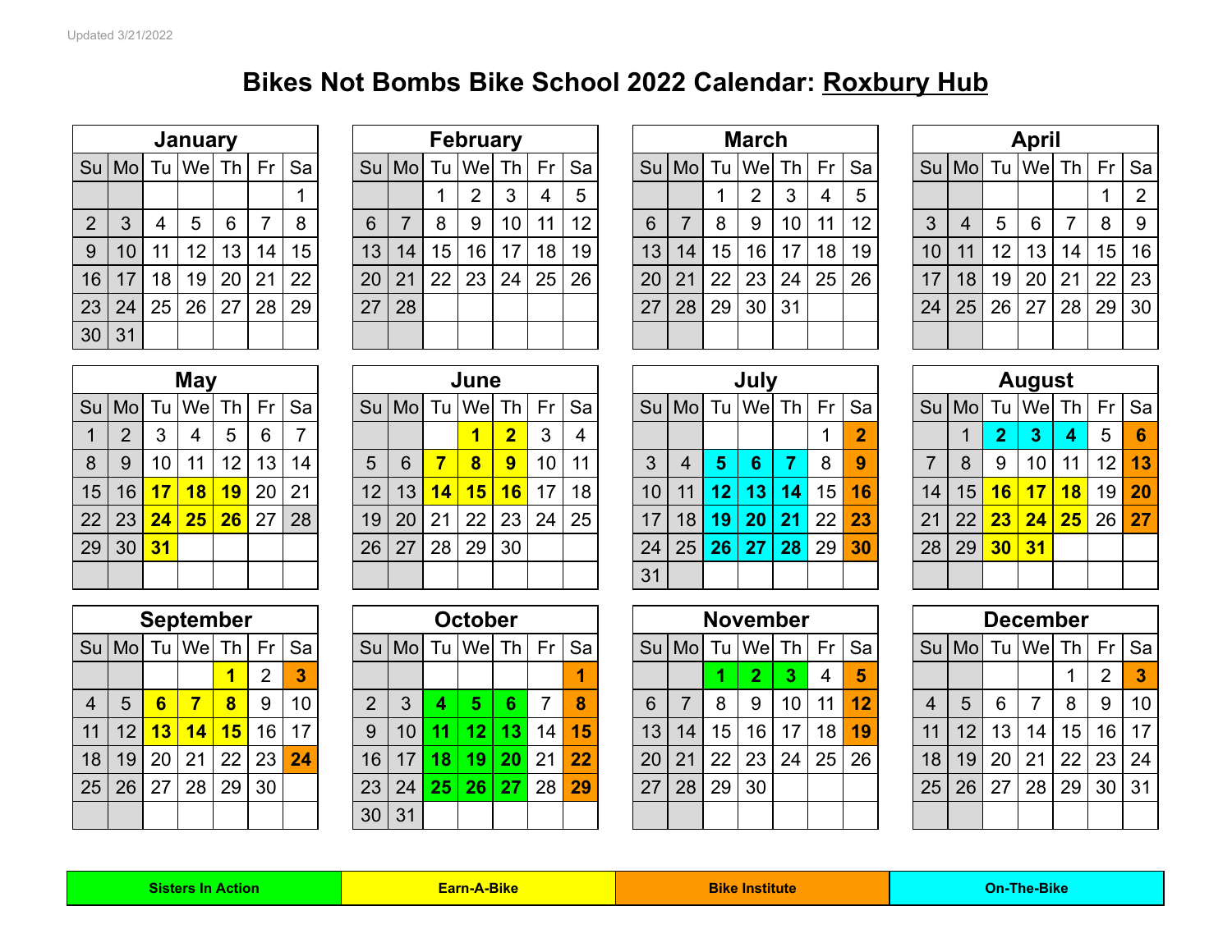Updated 3/21/2022

# Bikes Not Bombs Bike School 2022 Calendar: Roxbury Hub

## January

| Su | Mo | Tu | We | Th | Fr | Sa |
|---|---|---|---|---|---|---|
| | | | | | | 1 |
| 2 | 3 | 4 | 5 | 6 | 7 | 8 |
| 9 | 10 | 11 | 12 | 13 | 14 | 15 |
| 16 | 17 | 18 | 19 | 20 | 21 | 22 |
| 23 | 24 | 25 | 26 | 27 | 28 | 29 |
| 30 | 31 | | | | | |

## February

| Su | Mo | Tu | We | Th | Fr | Sa |
|---|---|---|---|---|---|---|
| | | 1 | 2 | 3 | 4 | 5 |
| 6 | 7 | 8 | 9 | 10 | 11 | 12 |
| 13 | 14 | 15 | 16 | 17 | 18 | 19 |
| 20 | 21 | 22 | 23 | 24 | 25 | 26 |
| 27 | 28 | | | | | |

## March

| Su | Mo | Tu | We | Th | Fr | Sa |
|---|---|---|---|---|---|---|
| | | 1 | 2 | 3 | 4 | 5 |
| 6 | 7 | 8 | 9 | 10 | 11 | 12 |
| 13 | 14 | 15 | 16 | 17 | 18 | 19 |
| 20 | 21 | 22 | 23 | 24 | 25 | 26 |
| 27 | 28 | 29 | 30 | 31 | | |

## April

| Su | Mo | Tu | We | Th | Fr | Sa |
|---|---|---|---|---|---|---|
| | | | | | 1 | 2 |
| 3 | 4 | 5 | 6 | 7 | 8 | 9 |
| 10 | 11 | 12 | 13 | 14 | 15 | 16 |
| 17 | 18 | 19 | 20 | 21 | 22 | 23 |
| 24 | 25 | 26 | 27 | 28 | 29 | 30 |

## May

| Su | Mo | Tu | We | Th | Fr | Sa |
|---|---|---|---|---|---|---|
| 1 | 2 | 3 | 4 | 5 | 6 | 7 |
| 8 | 9 | 10 | 11 | 12 | 13 | 14 |
| 15 | 16 | **17** | **18** | **19** | 20 | 21 |
| 22 | 23 | **24** | **25** | **26** | 27 | 28 |
| 29 | 30 | **31** | | | | |

## June

| Su | Mo | Tu | We | Th | Fr | Sa |
|---|---|---|---|---|---|---|
| | | | **1** | **2** | 3 | 4 |
| 5 | 6 | **7** | **8** | **9** | 10 | 11 |
| 12 | 13 | **14** | **15** | **16** | 17 | 18 |
| 19 | 20 | 21 | 22 | 23 | 24 | 25 |
| 26 | 27 | 28 | 29 | 30 | | |

## July

| Su | Mo | Tu | We | Th | Fr | Sa |
|---|---|---|---|---|---|---|
| | | | | | 1 | **2** |
| 3 | 4 | **5** | **6** | **7** | 8 | **9** |
| 10 | 11 | **12** | **13** | **14** | 15 | **16** |
| 17 | 18 | **19** | **20** | **21** | 22 | **23** |
| 24 | 25 | **26** | **27** | **28** | 29 | **30** |
| 31 | | | | | | |

## August

| Su | Mo | Tu | We | Th | Fr | Sa |
|---|---|---|---|---|---|---|
| | 1 | **2** | **3** | **4** | 5 | **6** |
| 7 | 8 | 9 | 10 | 11 | 12 | **13** |
| 14 | 15 | **16** | **17** | **18** | 19 | **20** |
| 21 | 22 | **23** | **24** | **25** | 26 | **27** |
| 28 | 29 | **30** | **31** | | | |

## September

| Su | Mo | Tu | We | Th | Fr | Sa |
|---|---|---|---|---|---|---|
| | | | | **1** | 2 | **3** |
| 4 | 5 | **6** | **7** | **8** | 9 | 10 |
| 11 | 12 | **13** | **14** | **15** | 16 | 17 |
| 18 | 19 | 20 | 21 | 22 | 23 | **24** |
| 25 | 26 | 27 | 28 | 29 | 30 | |

## October

| Su | Mo | Tu | We | Th | Fr | Sa |
|---|---|---|---|---|---|---|
| | | | | | | **1** |
| 2 | 3 | **4** | **5** | **6** | 7 | **8** |
| 9 | 10 | **11** | **12** | **13** | 14 | **15** |
| 16 | 17 | **18** | **19** | **20** | 21 | **22** |
| 23 | 24 | **25** | **26** | **27** | 28 | **29** |
| 30 | 31 | | | | | |

## November

| Su | Mo | Tu | We | Th | Fr | Sa |
|---|---|---|---|---|---|---|
| | | **1** | **2** | **3** | 4 | **5** |
| 6 | 7 | 8 | 9 | 10 | 11 | **12** |
| 13 | 14 | 15 | 16 | 17 | 18 | **19** |
| 20 | 21 | 22 | 23 | 24 | 25 | 26 |
| 27 | 28 | 29 | 30 | | | |

## December

| Su | Mo | Tu | We | Th | Fr | Sa |
|---|---|---|---|---|---|---|
| | | | | 1 | 2 | **3** |
| 4 | 5 | 6 | 7 | 8 | 9 | 10 |
| 11 | 12 | 13 | 14 | 15 | 16 | 17 |
| 18 | 19 | 20 | 21 | 22 | 23 | 24 |
| 25 | 26 | 27 | 28 | 29 | 30 | 31 |

| | | | |
|---|---|---|---|
| Sisters In Action | Earn-A-Bike | Bike Institute | On-The-Bike |